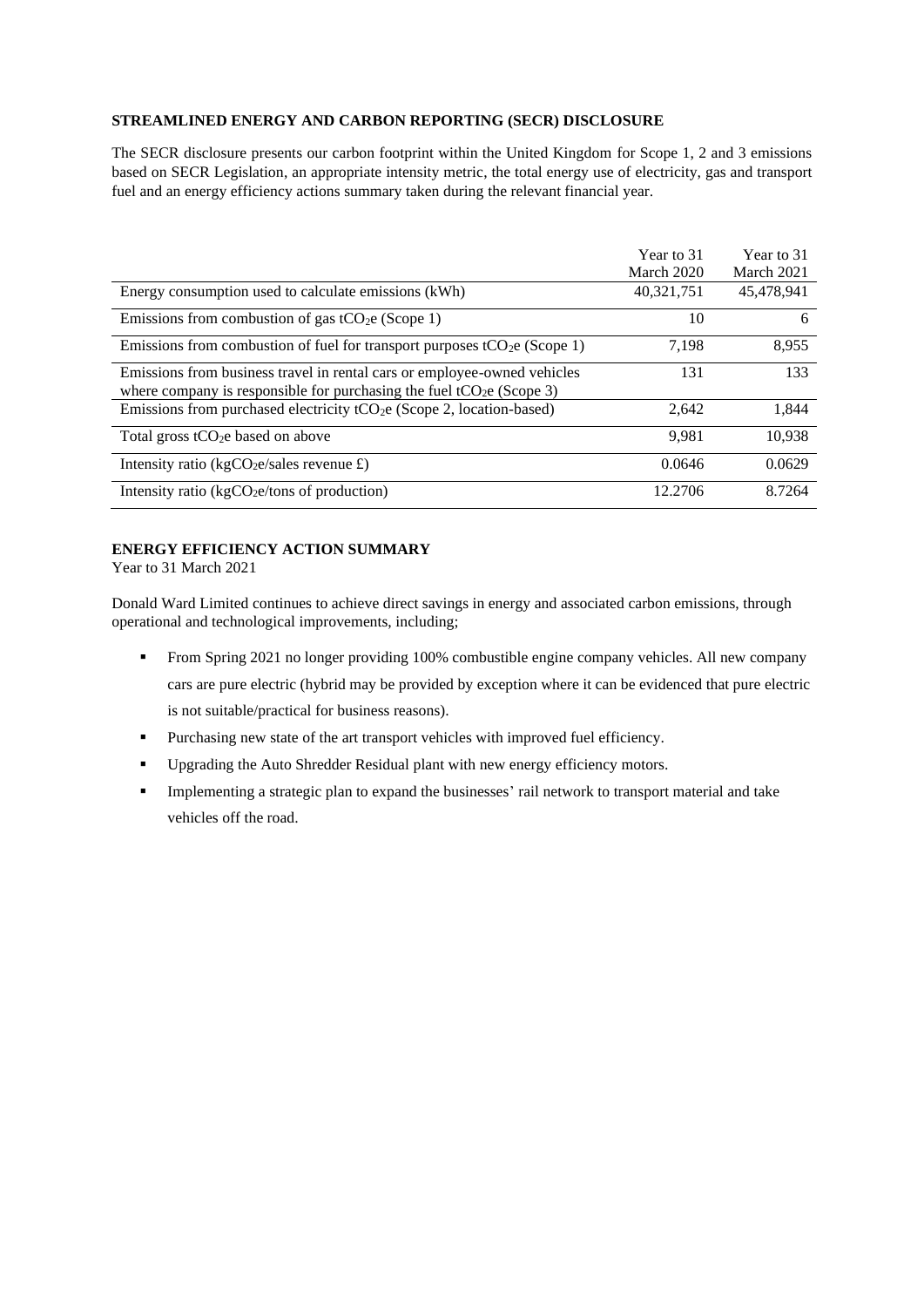## STREAMLINED ENERGY AND CARBON REPORTING (SECR) DISCLOSURE

The SECR disclosure presents our carbon footprint within the United Kingdom for Scope 1, 2 and 3 emissions based on SECR Legislation, an appropriate intensity metric, the total energy use of electricity, gas and transport fuel and an energy efficiency actions summary taken during the relevant financial year.

| | Year to 31 March 2020 | Year to 31 March 2021 |
|---|---|---|
| Energy consumption used to calculate emissions (kWh) | 40,321,751 | 45,478,941 |
| Emissions from combustion of gas $tCO_2e$ (Scope 1) | 10 | 6 |
| Emissions from combustion of fuel for transport purposes $tCO_2e$ (Scope 1) | 7,198 | 8,955 |
| Emissions from business travel in rental cars or employee-owned vehicles where company is responsible for purchasing the fuel $tCO_2e$ (Scope 3) | 131 | 133 |
| Emissions from purchased electricity $tCO_2e$ (Scope 2, location-based) | 2,642 | 1,844 |
| Total gross $tCO_2e$ based on above | 9,981 | 10,938 |
| Intensity ratio ($kgCO_2e$/sales revenue £) | 0.0646 | 0.0629 |
| Intensity ratio ($kgCO_2e$/tons of production) | 12.2706 | 8.7264 |

## ENERGY EFFICIENCY ACTION SUMMARY

Year to 31 March 2021

Donald Ward Limited continues to achieve direct savings in energy and associated carbon emissions, through operational and technological improvements, including;

- From Spring 2021 no longer providing 100% combustible engine company vehicles. All new company cars are pure electric (hybrid may be provided by exception where it can be evidenced that pure electric is not suitable/practical for business reasons).
- Purchasing new state of the art transport vehicles with improved fuel efficiency.
- Upgrading the Auto Shredder Residual plant with new energy efficiency motors.
- Implementing a strategic plan to expand the businesses' rail network to transport material and take vehicles off the road.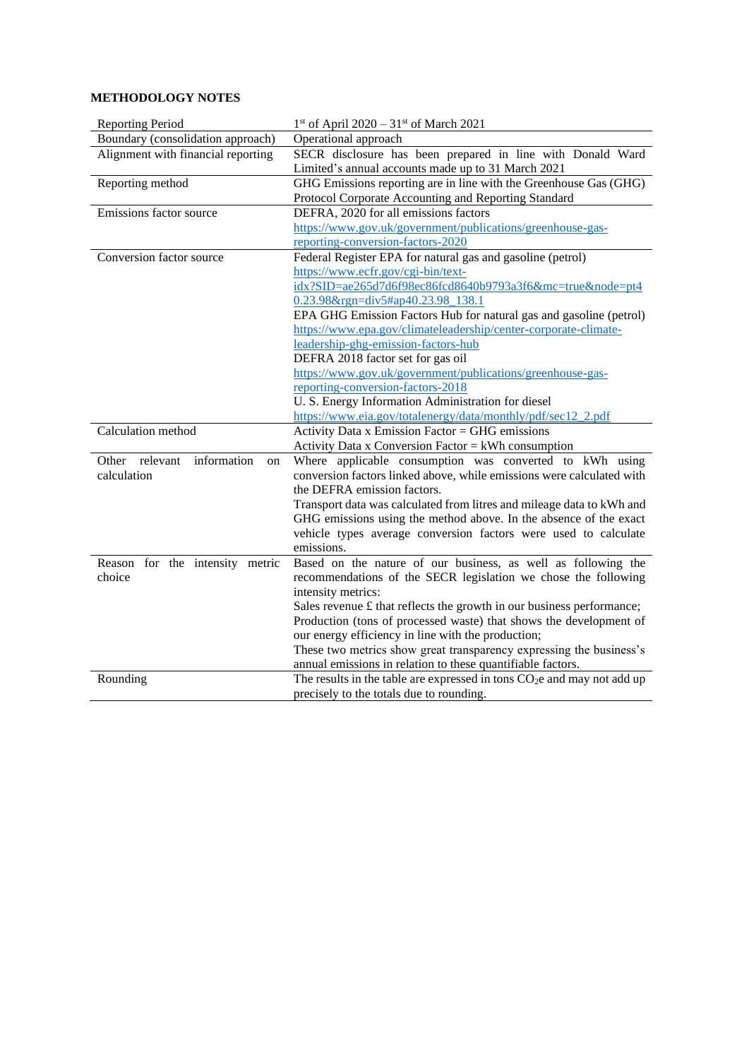**METHODOLOGY NOTES**

| | |
|---|---|
| Reporting Period | 1st of April 2020 – 31st of March 2021 |
| Boundary (consolidation approach) | Operational approach |
| Alignment with financial reporting | SECR disclosure has been prepared in line with Donald Ward Limited's annual accounts made up to 31 March 2021 |
| Reporting method | GHG Emissions reporting are in line with the Greenhouse Gas (GHG) Protocol Corporate Accounting and Reporting Standard |
| Emissions factor source | DEFRA, 2020 for all emissions factors https://www.gov.uk/government/publications/greenhouse-gas-reporting-conversion-factors-2020 |
| Conversion factor source | Federal Register EPA for natural gas and gasoline (petrol) https://www.ecfr.gov/cgi-bin/text-idx?SID=ae265d7d6f98ec86fcd8640b9793a3f6&mc=true&node=pt40.23.98&rgn=div5#ap40.23.98_138.1 EPA GHG Emission Factors Hub for natural gas and gasoline (petrol) https://www.epa.gov/climateleadership/center-corporate-climate-leadership-ghg-emission-factors-hub DEFRA 2018 factor set for gas oil https://www.gov.uk/government/publications/greenhouse-gas-reporting-conversion-factors-2018 U. S. Energy Information Administration for diesel https://www.eia.gov/totalenergy/data/monthly/pdf/sec12_2.pdf |
| Calculation method | Activity Data x Emission Factor = GHG emissions<br>Activity Data x Conversion Factor = kWh consumption |
| Other relevant information on calculation | Where applicable consumption was converted to kWh using conversion factors linked above, while emissions were calculated with the DEFRA emission factors.<br>Transport data was calculated from litres and mileage data to kWh and GHG emissions using the method above. In the absence of the exact vehicle types average conversion factors were used to calculate emissions. |
| Reason for the intensity metric choice | Based on the nature of our business, as well as following the recommendations of the SECR legislation we chose the following intensity metrics:<br>Sales revenue £ that reflects the growth in our business performance;<br>Production (tons of processed waste) that shows the development of our energy efficiency in line with the production;<br>These two metrics show great transparency expressing the business's annual emissions in relation to these quantifiable factors. |
| Rounding | The results in the table are expressed in tons $CO_2e$ and may not add up precisely to the totals due to rounding. |